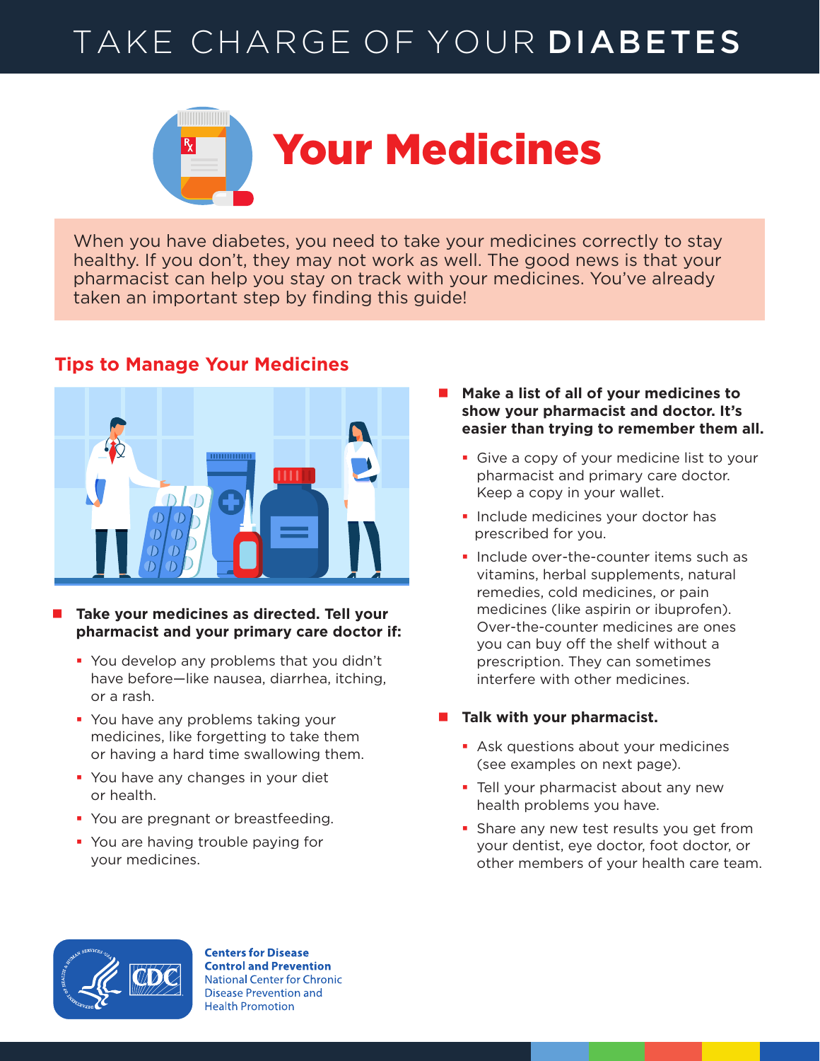# TAKE CHARGE OF YOUR **DIABETES**

## Your Medicines

When you have diabetes, you need to take your medicines correctly to stay healthy. If you don't, they may not work as well. The good news is that your pharmacist can help you stay on track with your medicines. You've already taken an important step by finding this guide!

### Tips to Manage Your Medicines

- **Take your medicines as directed. Tell your pharmacist and your primary care doctor if:**
  - You develop any problems that you didn't have before—like nausea, diarrhea, itching, or a rash.
  - You have any problems taking your medicines, like forgetting to take them or having a hard time swallowing them.
  - You have any changes in your diet or health.
  - You are pregnant or breastfeeding.
  - You are having trouble paying for your medicines.

- **Make a list of all of your medicines to show your pharmacist and doctor. It's easier than trying to remember them all.**
  - Give a copy of your medicine list to your pharmacist and primary care doctor. Keep a copy in your wallet.
  - Include medicines your doctor has prescribed for you.
  - Include over-the-counter items such as vitamins, herbal supplements, natural remedies, cold medicines, or pain medicines (like aspirin or ibuprofen). Over-the-counter medicines are ones you can buy off the shelf without a prescription. They can sometimes interfere with other medicines.

- **Talk with your pharmacist.**
  - Ask questions about your medicines (see examples on next page).
  - Tell your pharmacist about any new health problems you have.
  - Share any new test results you get from your dentist, eye doctor, foot doctor, or other members of your health care team.

**Centers for Disease Control and Prevention**
National Center for Chronic Disease Prevention and Health Promotion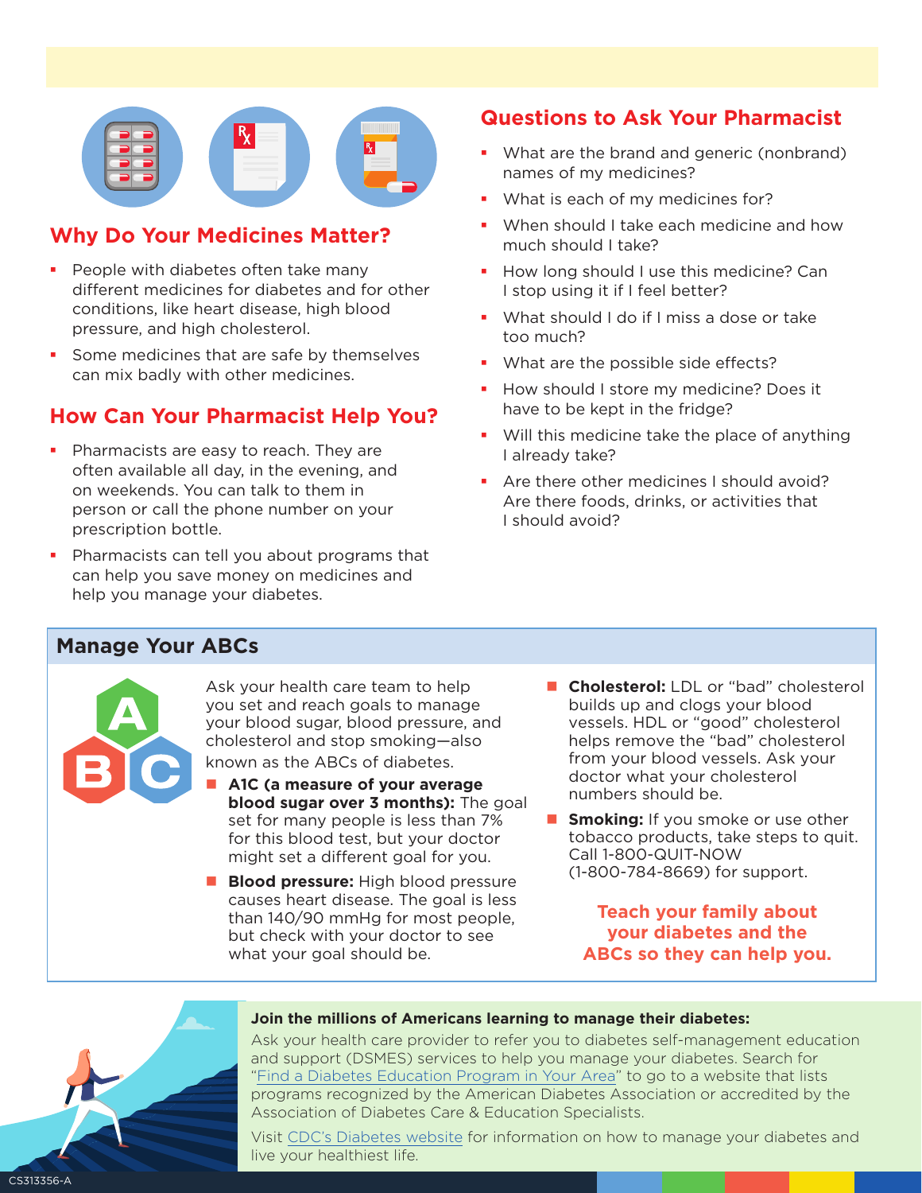## Why Do Your Medicines Matter?

- People with diabetes often take many different medicines for diabetes and for other conditions, like heart disease, high blood pressure, and high cholesterol.
- Some medicines that are safe by themselves can mix badly with other medicines.

## How Can Your Pharmacist Help You?

- Pharmacists are easy to reach. They are often available all day, in the evening, and on weekends. You can talk to them in person or call the phone number on your prescription bottle.
- Pharmacists can tell you about programs that can help you save money on medicines and help you manage your diabetes.

## Questions to Ask Your Pharmacist

- What are the brand and generic (nonbrand) names of my medicines?
- What is each of my medicines for?
- When should I take each medicine and how much should I take?
- How long should I use this medicine? Can I stop using it if I feel better?
- What should I do if I miss a dose or take too much?
- What are the possible side effects?
- How should I store my medicine? Does it have to be kept in the fridge?
- Will this medicine take the place of anything I already take?
- Are there other medicines I should avoid? Are there foods, drinks, or activities that I should avoid?

## Manage Your ABCs

Ask your health care team to help you set and reach goals to manage your blood sugar, blood pressure, and cholesterol and stop smoking—also known as the ABCs of diabetes.

- **A1C (a measure of your average blood sugar over 3 months):** The goal set for many people is less than 7% for this blood test, but your doctor might set a different goal for you.
- **Blood pressure:** High blood pressure causes heart disease. The goal is less than 140/90 mmHg for most people, but check with your doctor to see what your goal should be.
- **Cholesterol:** LDL or "bad" cholesterol builds up and clogs your blood vessels. HDL or "good" cholesterol helps remove the "bad" cholesterol from your blood vessels. Ask your doctor what your cholesterol numbers should be.
- **Smoking:** If you smoke or use other tobacco products, take steps to quit. Call 1-800-QUIT-NOW (1-800-784-8669) for support.

**Teach your family about your diabetes and the ABCs so they can help you.**

**Join the millions of Americans learning to manage their diabetes:**

Ask your health care provider to refer you to diabetes self-management education and support (DSMES) services to help you manage your diabetes. Search for "Find a Diabetes Education Program in Your Area" to go to a website that lists programs recognized by the American Diabetes Association or accredited by the Association of Diabetes Care & Education Specialists.

Visit CDC's Diabetes website for information on how to manage your diabetes and live your healthiest life.

CS313356-A